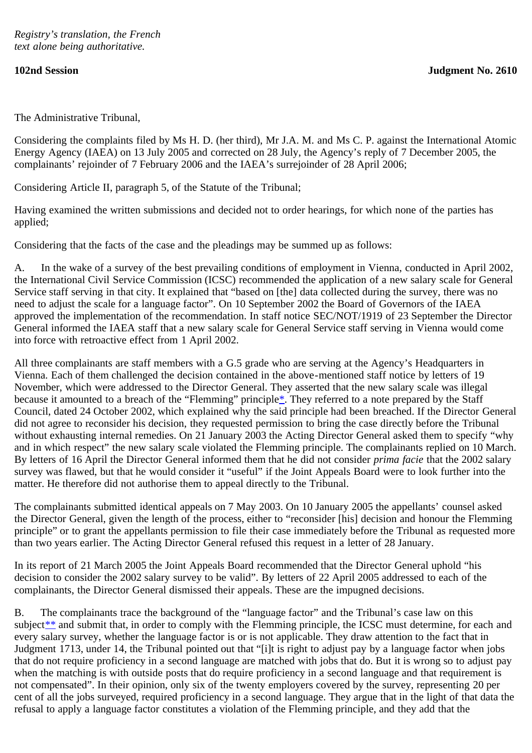*Registry's translation, the French text alone being authoritative.*

**102nd Session** **Judgment No. 2610**

The Administrative Tribunal,

Considering the complaints filed by Ms H. D. (her third), Mr J.A. M. and Ms C. P. against the International Atomic Energy Agency (IAEA) on 13 July 2005 and corrected on 28 July, the Agency's reply of 7 December 2005, the complainants' rejoinder of 7 February 2006 and the IAEA's surrejoinder of 28 April 2006;

Considering Article II, paragraph 5, of the Statute of the Tribunal;

Having examined the written submissions and decided not to order hearings, for which none of the parties has applied;

Considering that the facts of the case and the pleadings may be summed up as follows:

A. In the wake of a survey of the best prevailing conditions of employment in Vienna, conducted in April 2002, the International Civil Service Commission (ICSC) recommended the application of a new salary scale for General Service staff serving in that city. It explained that "based on [the] data collected during the survey, there was no need to adjust the scale for a language factor". On 10 September 2002 the Board of Governors of the IAEA approved the implementation of the recommendation. In staff notice SEC/NOT/1919 of 23 September the Director General informed the IAEA staff that a new salary scale for General Service staff serving in Vienna would come into force with retroactive effect from 1 April 2002.

All three complainants are staff members with a G.5 grade who are serving at the Agency's Headquarters in Vienna. Each of them challenged the decision contained in the above-mentioned staff notice by letters of 19 November, which were addressed to the Director General. They asserted that the new salary scale was illegal because it amounted to a breach of the "Flemming" principle*. They referred to a note prepared by the Staff Council, dated 24 October 2002, which explained why the said principle had been breached. If the Director General did not agree to reconsider his decision, they requested permission to bring the case directly before the Tribunal without exhausting internal remedies. On 21 January 2003 the Acting Director General asked them to specify "why and in which respect" the new salary scale violated the Flemming principle. The complainants replied on 10 March. By letters of 16 April the Director General informed them that he did not consider *prima facie* that the 2002 salary survey was flawed, but that he would consider it "useful" if the Joint Appeals Board were to look further into the matter. He therefore did not authorise them to appeal directly to the Tribunal.

The complainants submitted identical appeals on 7 May 2003. On 10 January 2005 the appellants' counsel asked the Director General, given the length of the process, either to "reconsider [his] decision and honour the Flemming principle" or to grant the appellants permission to file their case immediately before the Tribunal as requested more than two years earlier. The Acting Director General refused this request in a letter of 28 January.

In its report of 21 March 2005 the Joint Appeals Board recommended that the Director General uphold "his decision to consider the 2002 salary survey to be valid". By letters of 22 April 2005 addressed to each of the complainants, the Director General dismissed their appeals. These are the impugned decisions.

B. The complainants trace the background of the "language factor" and the Tribunal's case law on this subject** and submit that, in order to comply with the Flemming principle, the ICSC must determine, for each and every salary survey, whether the language factor is or is not applicable. They draw attention to the fact that in Judgment 1713, under 14, the Tribunal pointed out that "[i]t is right to adjust pay by a language factor when jobs that do not require proficiency in a second language are matched with jobs that do. But it is wrong so to adjust pay when the matching is with outside posts that do require proficiency in a second language and that requirement is not compensated". In their opinion, only six of the twenty employers covered by the survey, representing 20 per cent of all the jobs surveyed, required proficiency in a second language. They argue that in the light of that data the refusal to apply a language factor constitutes a violation of the Flemming principle, and they add that the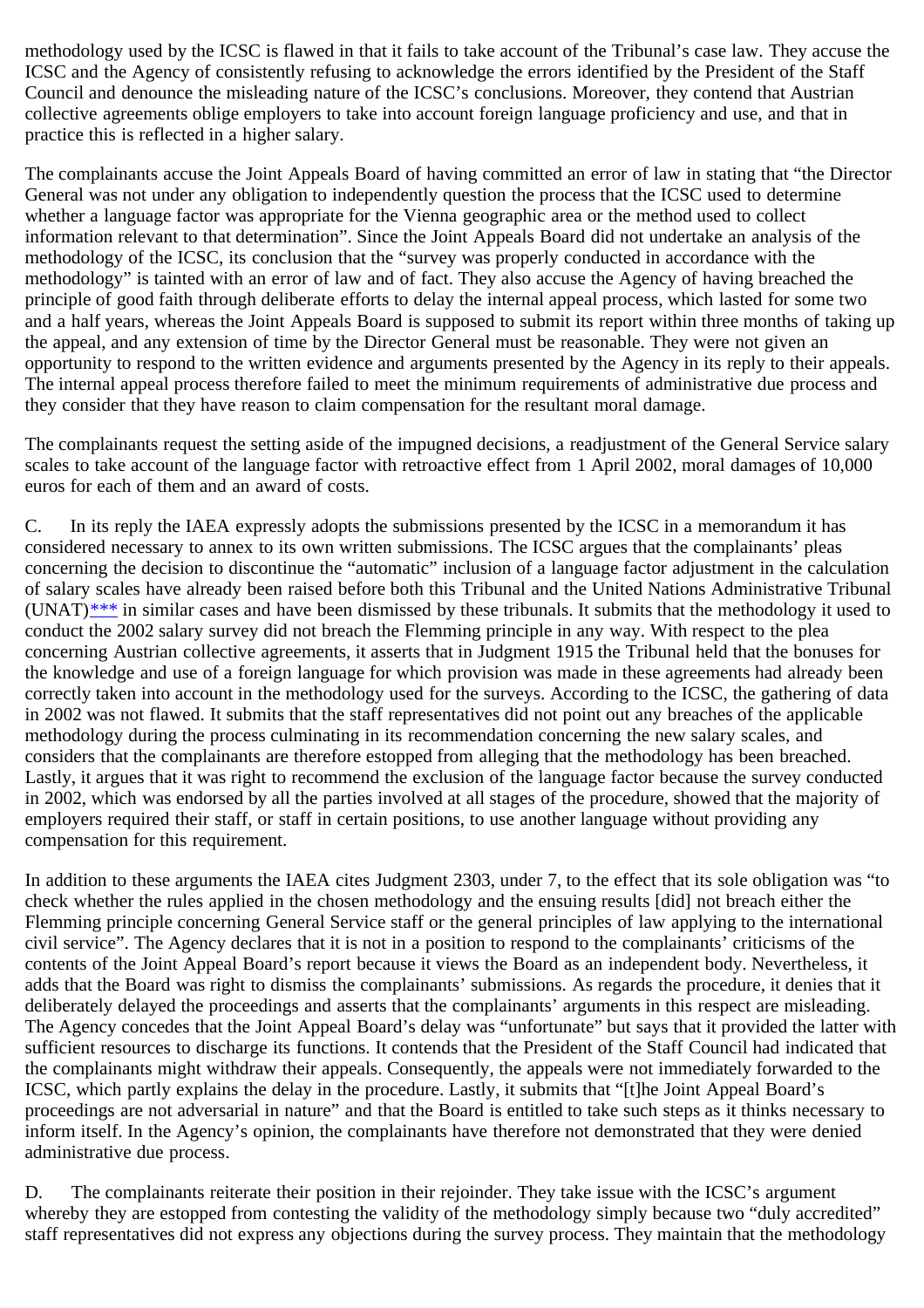methodology used by the ICSC is flawed in that it fails to take account of the Tribunal's case law. They accuse the ICSC and the Agency of consistently refusing to acknowledge the errors identified by the President of the Staff Council and denounce the misleading nature of the ICSC's conclusions. Moreover, they contend that Austrian collective agreements oblige employers to take into account foreign language proficiency and use, and that in practice this is reflected in a higher salary.

The complainants accuse the Joint Appeals Board of having committed an error of law in stating that "the Director General was not under any obligation to independently question the process that the ICSC used to determine whether a language factor was appropriate for the Vienna geographic area or the method used to collect information relevant to that determination". Since the Joint Appeals Board did not undertake an analysis of the methodology of the ICSC, its conclusion that the "survey was properly conducted in accordance with the methodology" is tainted with an error of law and of fact. They also accuse the Agency of having breached the principle of good faith through deliberate efforts to delay the internal appeal process, which lasted for some two and a half years, whereas the Joint Appeals Board is supposed to submit its report within three months of taking up the appeal, and any extension of time by the Director General must be reasonable. They were not given an opportunity to respond to the written evidence and arguments presented by the Agency in its reply to their appeals. The internal appeal process therefore failed to meet the minimum requirements of administrative due process and they consider that they have reason to claim compensation for the resultant moral damage.

The complainants request the setting aside of the impugned decisions, a readjustment of the General Service salary scales to take account of the language factor with retroactive effect from 1 April 2002, moral damages of 10,000 euros for each of them and an award of costs.

C. In its reply the IAEA expressly adopts the submissions presented by the ICSC in a memorandum it has considered necessary to annex to its own written submissions. The ICSC argues that the complainants' pleas concerning the decision to discontinue the "automatic" inclusion of a language factor adjustment in the calculation of salary scales have already been raised before both this Tribunal and the United Nations Administrative Tribunal (UNAT)*** in similar cases and have been dismissed by these tribunals. It submits that the methodology it used to conduct the 2002 salary survey did not breach the Flemming principle in any way. With respect to the plea concerning Austrian collective agreements, it asserts that in Judgment 1915 the Tribunal held that the bonuses for the knowledge and use of a foreign language for which provision was made in these agreements had already been correctly taken into account in the methodology used for the surveys. According to the ICSC, the gathering of data in 2002 was not flawed. It submits that the staff representatives did not point out any breaches of the applicable methodology during the process culminating in its recommendation concerning the new salary scales, and considers that the complainants are therefore estopped from alleging that the methodology has been breached. Lastly, it argues that it was right to recommend the exclusion of the language factor because the survey conducted in 2002, which was endorsed by all the parties involved at all stages of the procedure, showed that the majority of employers required their staff, or staff in certain positions, to use another language without providing any compensation for this requirement.

In addition to these arguments the IAEA cites Judgment 2303, under 7, to the effect that its sole obligation was "to check whether the rules applied in the chosen methodology and the ensuing results [did] not breach either the Flemming principle concerning General Service staff or the general principles of law applying to the international civil service". The Agency declares that it is not in a position to respond to the complainants' criticisms of the contents of the Joint Appeal Board's report because it views the Board as an independent body. Nevertheless, it adds that the Board was right to dismiss the complainants' submissions. As regards the procedure, it denies that it deliberately delayed the proceedings and asserts that the complainants' arguments in this respect are misleading. The Agency concedes that the Joint Appeal Board's delay was "unfortunate" but says that it provided the latter with sufficient resources to discharge its functions. It contends that the President of the Staff Council had indicated that the complainants might withdraw their appeals. Consequently, the appeals were not immediately forwarded to the ICSC, which partly explains the delay in the procedure. Lastly, it submits that "[t]he Joint Appeal Board's proceedings are not adversarial in nature" and that the Board is entitled to take such steps as it thinks necessary to inform itself. In the Agency's opinion, the complainants have therefore not demonstrated that they were denied administrative due process.

D. The complainants reiterate their position in their rejoinder. They take issue with the ICSC's argument whereby they are estopped from contesting the validity of the methodology simply because two "duly accredited" staff representatives did not express any objections during the survey process. They maintain that the methodology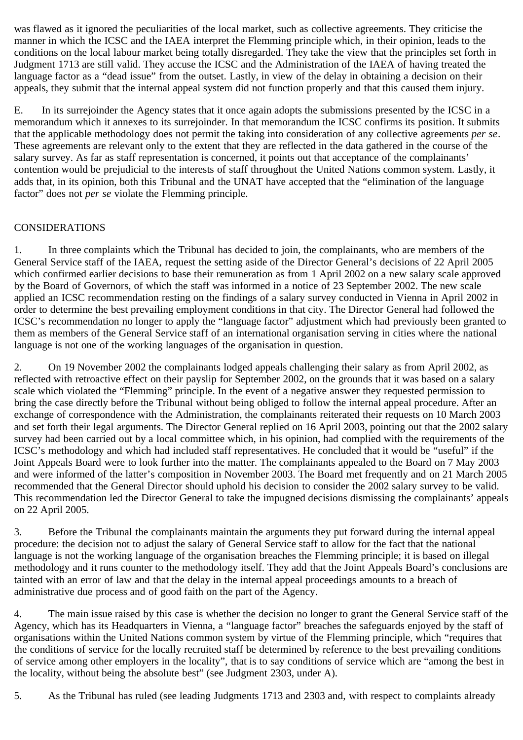was flawed as it ignored the peculiarities of the local market, such as collective agreements. They criticise the manner in which the ICSC and the IAEA interpret the Flemming principle which, in their opinion, leads to the conditions on the local labour market being totally disregarded. They take the view that the principles set forth in Judgment 1713 are still valid. They accuse the ICSC and the Administration of the IAEA of having treated the language factor as a "dead issue" from the outset. Lastly, in view of the delay in obtaining a decision on their appeals, they submit that the internal appeal system did not function properly and that this caused them injury.

E. In its surrejoinder the Agency states that it once again adopts the submissions presented by the ICSC in a memorandum which it annexes to its surrejoinder. In that memorandum the ICSC confirms its position. It submits that the applicable methodology does not permit the taking into consideration of any collective agreements *per se*. These agreements are relevant only to the extent that they are reflected in the data gathered in the course of the salary survey. As far as staff representation is concerned, it points out that acceptance of the complainants' contention would be prejudicial to the interests of staff throughout the United Nations common system. Lastly, it adds that, in its opinion, both this Tribunal and the UNAT have accepted that the "elimination of the language factor" does not *per se* violate the Flemming principle.

CONSIDERATIONS

1. In three complaints which the Tribunal has decided to join, the complainants, who are members of the General Service staff of the IAEA, request the setting aside of the Director General's decisions of 22 April 2005 which confirmed earlier decisions to base their remuneration as from 1 April 2002 on a new salary scale approved by the Board of Governors, of which the staff was informed in a notice of 23 September 2002. The new scale applied an ICSC recommendation resting on the findings of a salary survey conducted in Vienna in April 2002 in order to determine the best prevailing employment conditions in that city. The Director General had followed the ICSC's recommendation no longer to apply the "language factor" adjustment which had previously been granted to them as members of the General Service staff of an international organisation serving in cities where the national language is not one of the working languages of the organisation in question.

2. On 19 November 2002 the complainants lodged appeals challenging their salary as from April 2002, as reflected with retroactive effect on their payslip for September 2002, on the grounds that it was based on a salary scale which violated the "Flemming" principle. In the event of a negative answer they requested permission to bring the case directly before the Tribunal without being obliged to follow the internal appeal procedure. After an exchange of correspondence with the Administration, the complainants reiterated their requests on 10 March 2003 and set forth their legal arguments. The Director General replied on 16 April 2003, pointing out that the 2002 salary survey had been carried out by a local committee which, in his opinion, had complied with the requirements of the ICSC's methodology and which had included staff representatives. He concluded that it would be "useful" if the Joint Appeals Board were to look further into the matter. The complainants appealed to the Board on 7 May 2003 and were informed of the latter's composition in November 2003. The Board met frequently and on 21 March 2005 recommended that the General Director should uphold his decision to consider the 2002 salary survey to be valid. This recommendation led the Director General to take the impugned decisions dismissing the complainants' appeals on 22 April 2005.

3. Before the Tribunal the complainants maintain the arguments they put forward during the internal appeal procedure: the decision not to adjust the salary of General Service staff to allow for the fact that the national language is not the working language of the organisation breaches the Flemming principle; it is based on illegal methodology and it runs counter to the methodology itself. They add that the Joint Appeals Board's conclusions are tainted with an error of law and that the delay in the internal appeal proceedings amounts to a breach of administrative due process and of good faith on the part of the Agency.

4. The main issue raised by this case is whether the decision no longer to grant the General Service staff of the Agency, which has its Headquarters in Vienna, a "language factor" breaches the safeguards enjoyed by the staff of organisations within the United Nations common system by virtue of the Flemming principle, which "requires that the conditions of service for the locally recruited staff be determined by reference to the best prevailing conditions of service among other employers in the locality", that is to say conditions of service which are "among the best in the locality, without being the absolute best" (see Judgment 2303, under A).

5. As the Tribunal has ruled (see leading Judgments 1713 and 2303 and, with respect to complaints already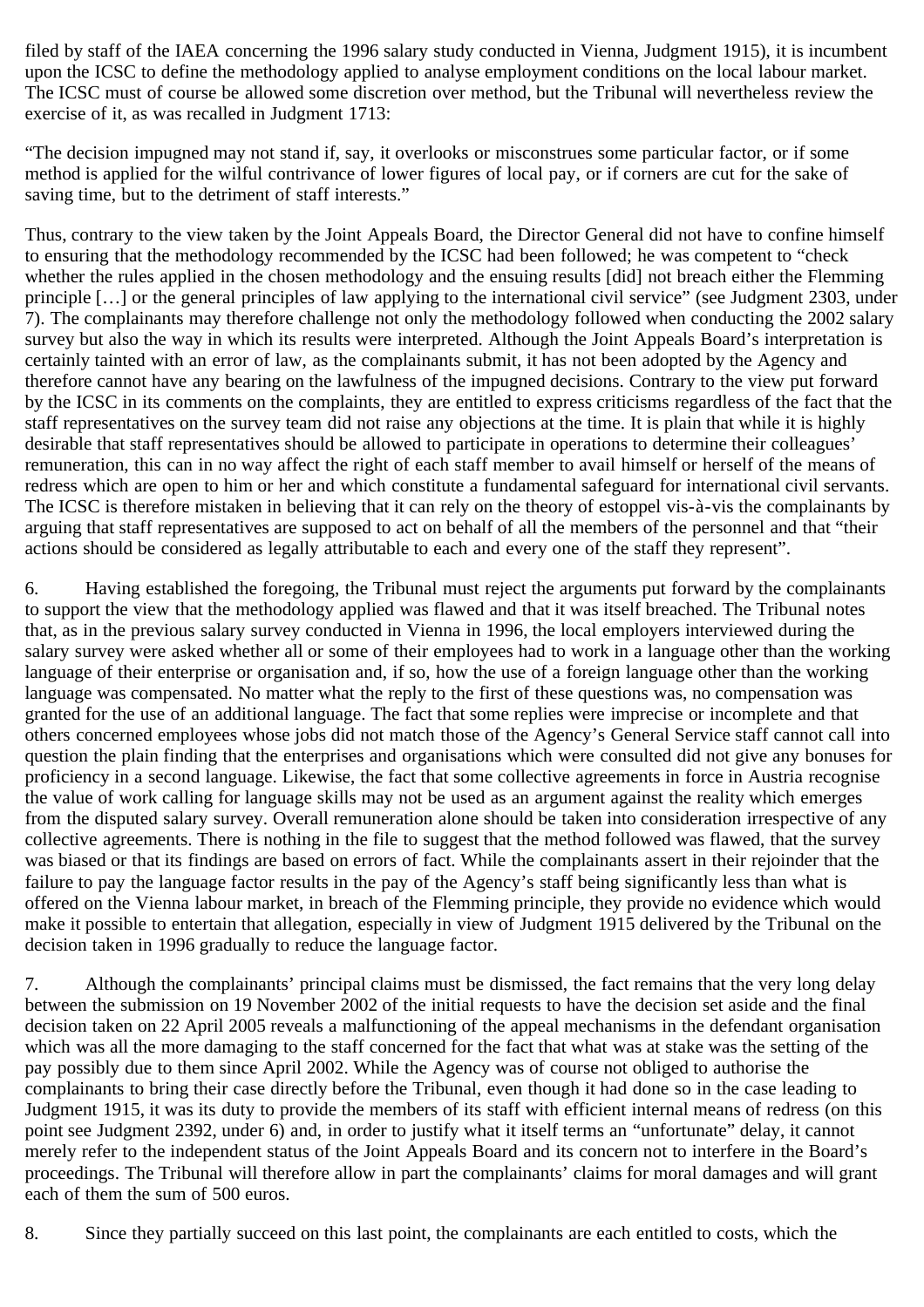filed by staff of the IAEA concerning the 1996 salary study conducted in Vienna, Judgment 1915), it is incumbent upon the ICSC to define the methodology applied to analyse employment conditions on the local labour market. The ICSC must of course be allowed some discretion over method, but the Tribunal will nevertheless review the exercise of it, as was recalled in Judgment 1713:

"The decision impugned may not stand if, say, it overlooks or misconstrues some particular factor, or if some method is applied for the wilful contrivance of lower figures of local pay, or if corners are cut for the sake of saving time, but to the detriment of staff interests."

Thus, contrary to the view taken by the Joint Appeals Board, the Director General did not have to confine himself to ensuring that the methodology recommended by the ICSC had been followed; he was competent to "check whether the rules applied in the chosen methodology and the ensuing results [did] not breach either the Flemming principle […] or the general principles of law applying to the international civil service" (see Judgment 2303, under 7). The complainants may therefore challenge not only the methodology followed when conducting the 2002 salary survey but also the way in which its results were interpreted. Although the Joint Appeals Board's interpretation is certainly tainted with an error of law, as the complainants submit, it has not been adopted by the Agency and therefore cannot have any bearing on the lawfulness of the impugned decisions. Contrary to the view put forward by the ICSC in its comments on the complaints, they are entitled to express criticisms regardless of the fact that the staff representatives on the survey team did not raise any objections at the time. It is plain that while it is highly desirable that staff representatives should be allowed to participate in operations to determine their colleagues' remuneration, this can in no way affect the right of each staff member to avail himself or herself of the means of redress which are open to him or her and which constitute a fundamental safeguard for international civil servants. The ICSC is therefore mistaken in believing that it can rely on the theory of estoppel vis-à-vis the complainants by arguing that staff representatives are supposed to act on behalf of all the members of the personnel and that "their actions should be considered as legally attributable to each and every one of the staff they represent".

6. Having established the foregoing, the Tribunal must reject the arguments put forward by the complainants to support the view that the methodology applied was flawed and that it was itself breached. The Tribunal notes that, as in the previous salary survey conducted in Vienna in 1996, the local employers interviewed during the salary survey were asked whether all or some of their employees had to work in a language other than the working language of their enterprise or organisation and, if so, how the use of a foreign language other than the working language was compensated. No matter what the reply to the first of these questions was, no compensation was granted for the use of an additional language. The fact that some replies were imprecise or incomplete and that others concerned employees whose jobs did not match those of the Agency's General Service staff cannot call into question the plain finding that the enterprises and organisations which were consulted did not give any bonuses for proficiency in a second language. Likewise, the fact that some collective agreements in force in Austria recognise the value of work calling for language skills may not be used as an argument against the reality which emerges from the disputed salary survey. Overall remuneration alone should be taken into consideration irrespective of any collective agreements. There is nothing in the file to suggest that the method followed was flawed, that the survey was biased or that its findings are based on errors of fact. While the complainants assert in their rejoinder that the failure to pay the language factor results in the pay of the Agency's staff being significantly less than what is offered on the Vienna labour market, in breach of the Flemming principle, they provide no evidence which would make it possible to entertain that allegation, especially in view of Judgment 1915 delivered by the Tribunal on the decision taken in 1996 gradually to reduce the language factor.

7. Although the complainants' principal claims must be dismissed, the fact remains that the very long delay between the submission on 19 November 2002 of the initial requests to have the decision set aside and the final decision taken on 22 April 2005 reveals a malfunctioning of the appeal mechanisms in the defendant organisation which was all the more damaging to the staff concerned for the fact that what was at stake was the setting of the pay possibly due to them since April 2002. While the Agency was of course not obliged to authorise the complainants to bring their case directly before the Tribunal, even though it had done so in the case leading to Judgment 1915, it was its duty to provide the members of its staff with efficient internal means of redress (on this point see Judgment 2392, under 6) and, in order to justify what it itself terms an "unfortunate" delay, it cannot merely refer to the independent status of the Joint Appeals Board and its concern not to interfere in the Board's proceedings. The Tribunal will therefore allow in part the complainants' claims for moral damages and will grant each of them the sum of 500 euros.

8. Since they partially succeed on this last point, the complainants are each entitled to costs, which the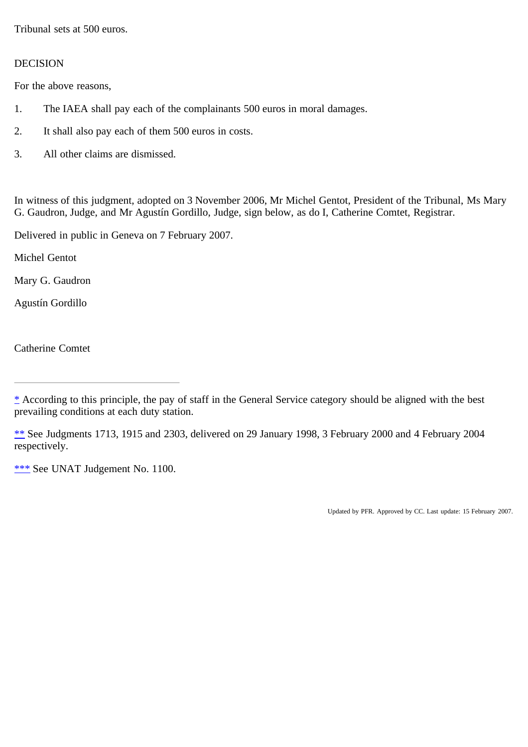Tribunal sets at 500 euros.

DECISION

For the above reasons,

1. The IAEA shall pay each of the complainants 500 euros in moral damages.

2. It shall also pay each of them 500 euros in costs.

3. All other claims are dismissed.

In witness of this judgment, adopted on 3 November 2006, Mr Michel Gentot, President of the Tribunal, Ms Mary G. Gaudron, Judge, and Mr Agustín Gordillo, Judge, sign below, as do I, Catherine Comtet, Registrar.

Delivered in public in Geneva on 7 February 2007.

Michel Gentot

Mary G. Gaudron

Agustín Gordillo

Catherine Comtet

---

* According to this principle, the pay of staff in the General Service category should be aligned with the best prevailing conditions at each duty station.

** See Judgments 1713, 1915 and 2303, delivered on 29 January 1998, 3 February 2000 and 4 February 2004 respectively.

*** See UNAT Judgement No. 1100.

Updated by PFR. Approved by CC. Last update: 15 February 2007.